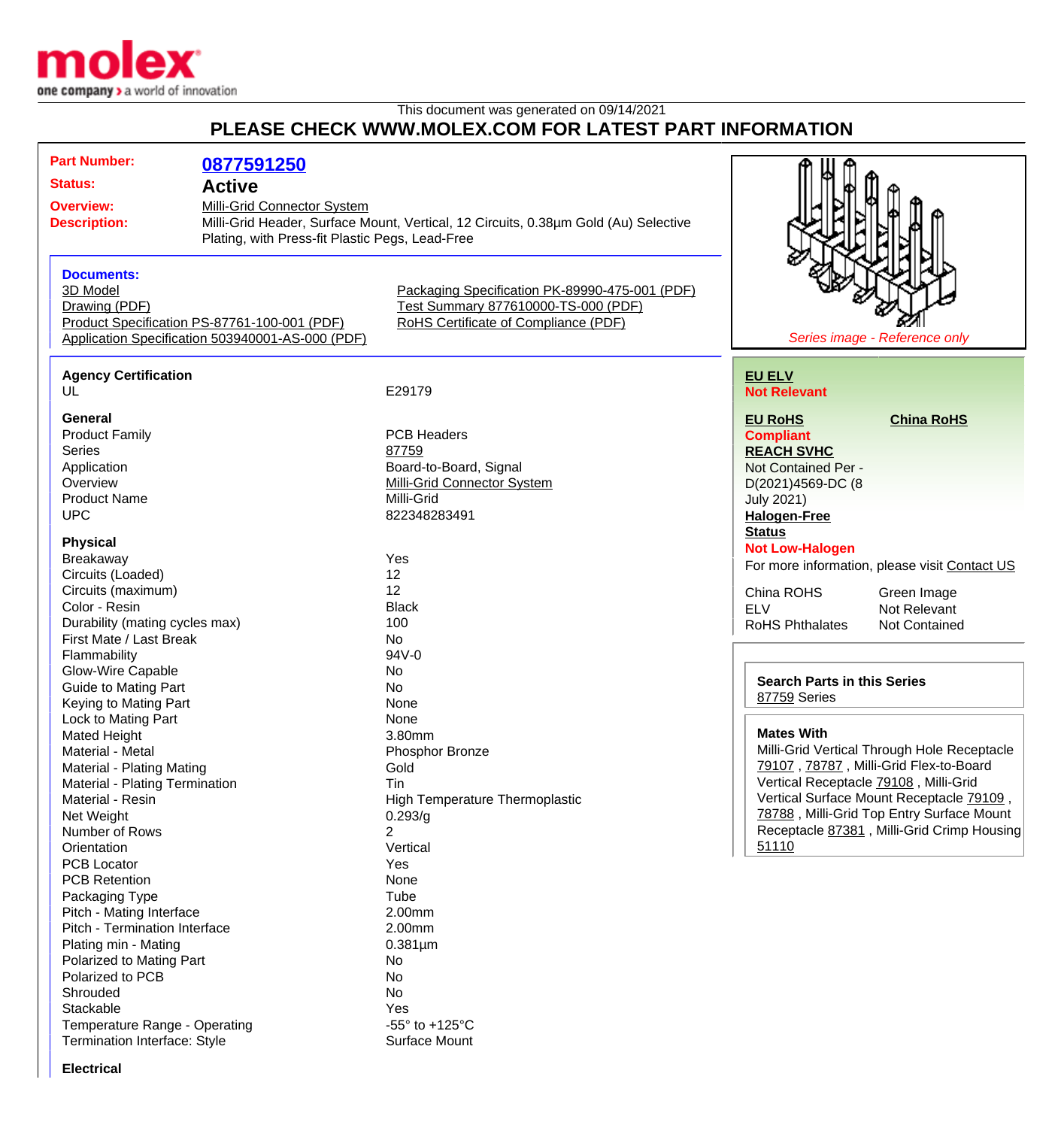This document was generated on 09/14/2021

# PLEASE CHECK WWW.MOLEX.COM FOR LATEST PART INFORMATION

**Part Number:** 0877591250

**Status:** Active

**Overview:** Milli-Grid Connector System

**Description:** Milli-Grid Header, Surface Mount, Vertical, 12 Circuits, 0.38µm Gold (Au) Selective Plating, with Press-fit Plastic Pegs, Lead-Free

**Documents:**

- 3D Model
- Drawing (PDF)
- Product Specification PS-87761-100-001 (PDF)
- Application Specification 503940001-AS-000 (PDF)
- Packaging Specification PK-89990-475-001 (PDF)
- Test Summary 877610000-TS-000 (PDF)
- RoHS Certificate of Compliance (PDF)

*Series image - Reference only*

### Agency Certification

| | |
|---|---|
| UL | E29179 |

### General

| | |
|---|---|
| Product Family | PCB Headers |
| Series | 87759 |
| Application | Board-to-Board, Signal |
| Overview | Milli-Grid Connector System |
| Product Name | Milli-Grid |
| UPC | 822348283491 |

### Physical

| | |
|---|---|
| Breakaway | Yes |
| Circuits (Loaded) | 12 |
| Circuits (maximum) | 12 |
| Color - Resin | Black |
| Durability (mating cycles max) | 100 |
| First Mate / Last Break | No |
| Flammability | 94V-0 |
| Glow-Wire Capable | No |
| Guide to Mating Part | No |
| Keying to Mating Part | None |
| Lock to Mating Part | None |
| Mated Height | 3.80mm |
| Material - Metal | Phosphor Bronze |
| Material - Plating Mating | Gold |
| Material - Plating Termination | Tin |
| Material - Resin | High Temperature Thermoplastic |
| Net Weight | 0.293/g |
| Number of Rows | 2 |
| Orientation | Vertical |
| PCB Locator | Yes |
| PCB Retention | None |
| Packaging Type | Tube |
| Pitch - Mating Interface | 2.00mm |
| Pitch - Termination Interface | 2.00mm |
| Plating min - Mating | 0.381µm |
| Polarized to Mating Part | No |
| Polarized to PCB | No |
| Shrouded | No |
| Stackable | Yes |
| Temperature Range - Operating | -55° to +125°C |
| Termination Interface: Style | Surface Mount |

### Electrical

**EU ELV**
Not Relevant

**EU RoHS**
Compliant

**China RoHS**

**REACH SVHC**
Not Contained Per - D(2021)4569-DC (8 July 2021)

**Halogen-Free Status**
Not Low-Halogen

For more information, please visit Contact US

| | |
|---|---|
| China ROHS | Green Image |
| ELV | Not Relevant |
| RoHS Phthalates | Not Contained |

**Search Parts in this Series**
87759 Series

**Mates With**
Milli-Grid Vertical Through Hole Receptacle 79107 , 78787 , Milli-Grid Flex-to-Board Vertical Receptacle 79108 , Milli-Grid Vertical Surface Mount Receptacle 79109 , 78788 , Milli-Grid Top Entry Surface Mount Receptacle 87381 , Milli-Grid Crimp Housing 51110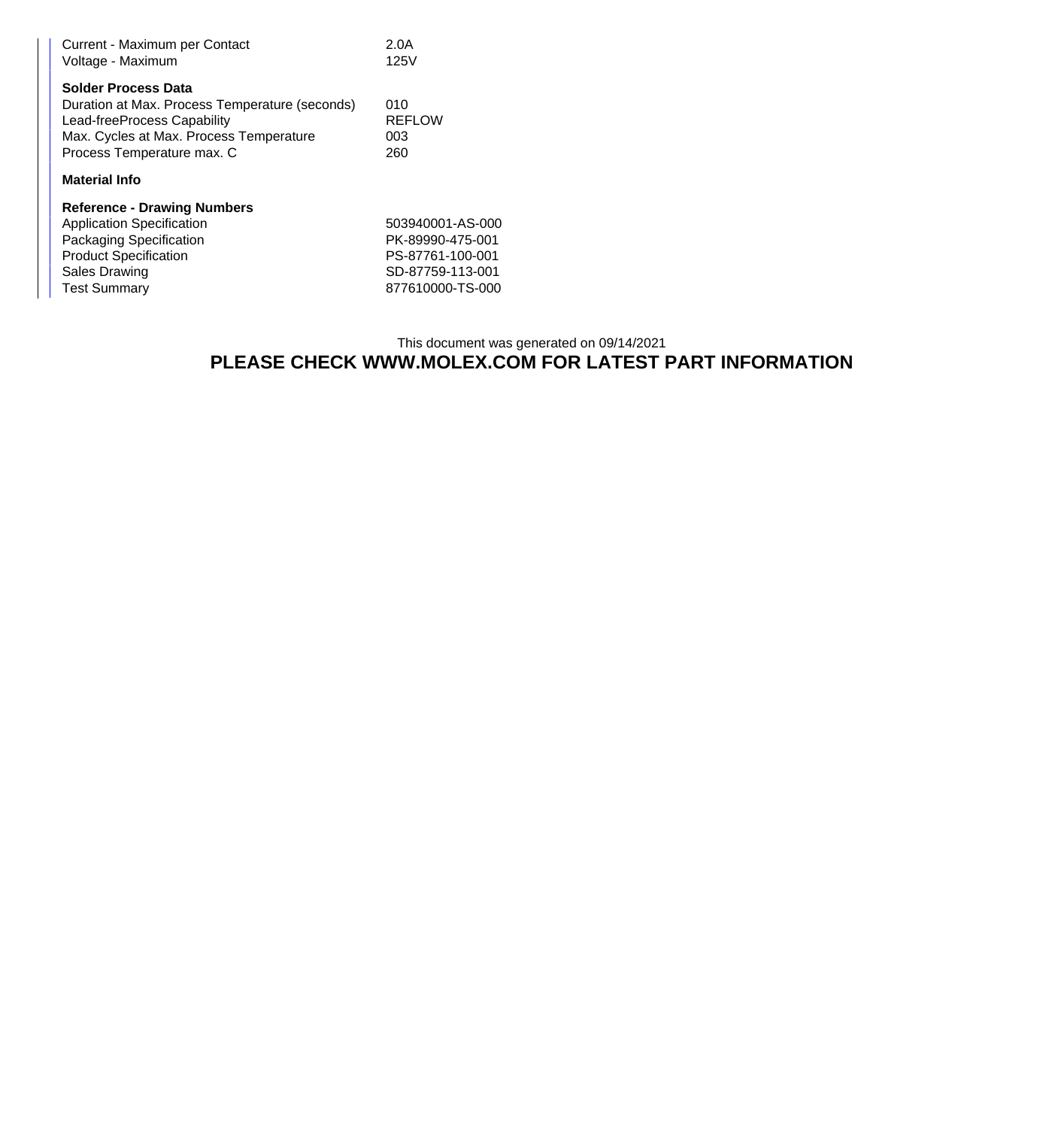| | |
|---|---|
| Current - Maximum per Contact | 2.0A |
| Voltage - Maximum | 125V |

**Solder Process Data**

| | |
|---|---|
| Duration at Max. Process Temperature (seconds) | 010 |
| Lead-freeProcess Capability | REFLOW |
| Max. Cycles at Max. Process Temperature | 003 |
| Process Temperature max. C | 260 |

**Material Info**

**Reference - Drawing Numbers**

| | |
|---|---|
| Application Specification | 503940001-AS-000 |
| Packaging Specification | PK-89990-475-001 |
| Product Specification | PS-87761-100-001 |
| Sales Drawing | SD-87759-113-001 |
| Test Summary | 877610000-TS-000 |

This document was generated on 09/14/2021

**PLEASE CHECK WWW.MOLEX.COM FOR LATEST PART INFORMATION**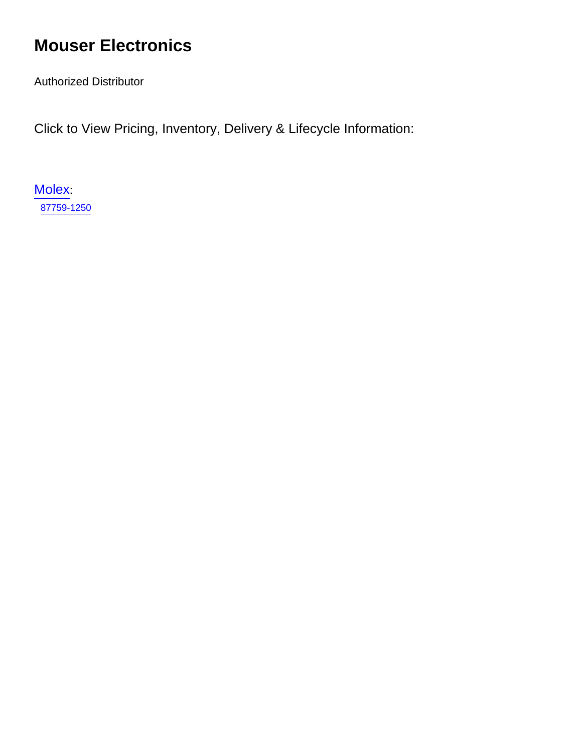# Mouser Electronics

Authorized Distributor

Click to View Pricing, Inventory, Delivery & Lifecycle Information:

Molex:

87759-1250